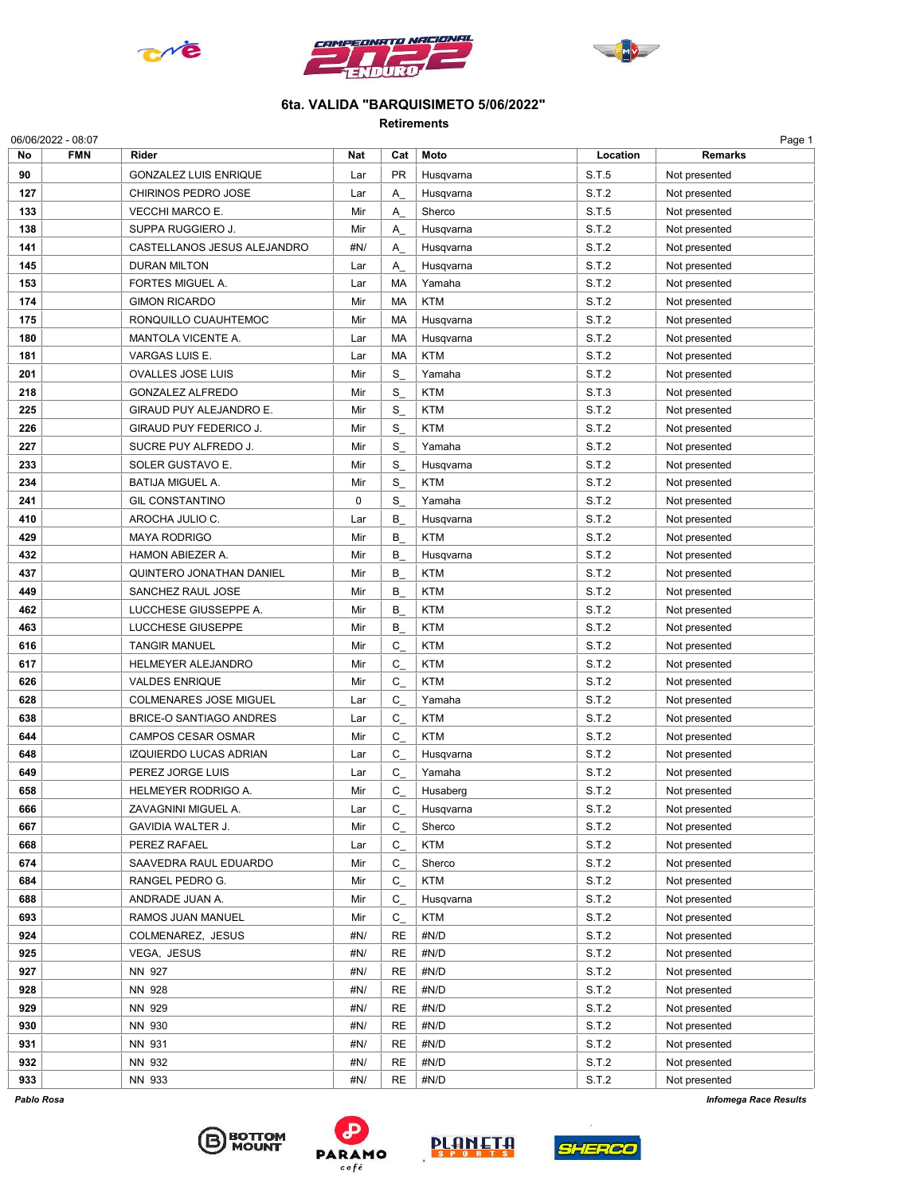## 6ta. VALIDA "BARQUISIMETO 5/06/2022"

### Retirements

06/06/2022 - 08:07

| No | FMN | Rider | Nat | Cat | Moto | Location | Remarks |
|---|---|---|---|---|---|---|---|
| 90 | | GONZALEZ LUIS ENRIQUE | Lar | PR | Husqvarna | S.T.5 | Not presented |
| 127 | | CHIRINOS PEDRO JOSE | Lar | A_ | Husqvarna | S.T.2 | Not presented |
| 133 | | VECCHI MARCO E. | Mir | A_ | Sherco | S.T.5 | Not presented |
| 138 | | SUPPA RUGGIERO J. | Mir | A_ | Husqvarna | S.T.2 | Not presented |
| 141 | | CASTELLANOS JESUS ALEJANDRO | #N/ | A_ | Husqvarna | S.T.2 | Not presented |
| 145 | | DURAN MILTON | Lar | A_ | Husqvarna | S.T.2 | Not presented |
| 153 | | FORTES MIGUEL A. | Lar | MA | Yamaha | S.T.2 | Not presented |
| 174 | | GIMON RICARDO | Mir | MA | KTM | S.T.2 | Not presented |
| 175 | | RONQUILLO CUAUHTEMOC | Mir | MA | Husqvarna | S.T.2 | Not presented |
| 180 | | MANTOLA VICENTE A. | Lar | MA | Husqvarna | S.T.2 | Not presented |
| 181 | | VARGAS LUIS E. | Lar | MA | KTM | S.T.2 | Not presented |
| 201 | | OVALLES JOSE LUIS | Mir | S_ | Yamaha | S.T.2 | Not presented |
| 218 | | GONZALEZ ALFREDO | Mir | S_ | KTM | S.T.3 | Not presented |
| 225 | | GIRAUD PUY ALEJANDRO E. | Mir | S_ | KTM | S.T.2 | Not presented |
| 226 | | GIRAUD PUY FEDERICO J. | Mir | S_ | KTM | S.T.2 | Not presented |
| 227 | | SUCRE PUY ALFREDO J. | Mir | S_ | Yamaha | S.T.2 | Not presented |
| 233 | | SOLER GUSTAVO E. | Mir | S_ | Husqvarna | S.T.2 | Not presented |
| 234 | | BATIJA MIGUEL A. | Mir | S_ | KTM | S.T.2 | Not presented |
| 241 | | GIL CONSTANTINO | 0 | S_ | Yamaha | S.T.2 | Not presented |
| 410 | | AROCHA JULIO C. | Lar | B_ | Husqvarna | S.T.2 | Not presented |
| 429 | | MAYA RODRIGO | Mir | B_ | KTM | S.T.2 | Not presented |
| 432 | | HAMON ABIEZER A. | Mir | B_ | Husqvarna | S.T.2 | Not presented |
| 437 | | QUINTERO JONATHAN DANIEL | Mir | B_ | KTM | S.T.2 | Not presented |
| 449 | | SANCHEZ RAUL JOSE | Mir | B_ | KTM | S.T.2 | Not presented |
| 462 | | LUCCHESE GIUSSEPPE A. | Mir | B_ | KTM | S.T.2 | Not presented |
| 463 | | LUCCHESE GIUSEPPE | Mir | B_ | KTM | S.T.2 | Not presented |
| 616 | | TANGIR MANUEL | Mir | C_ | KTM | S.T.2 | Not presented |
| 617 | | HELMEYER ALEJANDRO | Mir | C_ | KTM | S.T.2 | Not presented |
| 626 | | VALDES ENRIQUE | Mir | C_ | KTM | S.T.2 | Not presented |
| 628 | | COLMENARES JOSE MIGUEL | Lar | C_ | Yamaha | S.T.2 | Not presented |
| 638 | | BRICE-O SANTIAGO ANDRES | Lar | C_ | KTM | S.T.2 | Not presented |
| 644 | | CAMPOS CESAR OSMAR | Mir | C_ | KTM | S.T.2 | Not presented |
| 648 | | IZQUIERDO LUCAS ADRIAN | Lar | C_ | Husqvarna | S.T.2 | Not presented |
| 649 | | PEREZ JORGE LUIS | Lar | C_ | Yamaha | S.T.2 | Not presented |
| 658 | | HELMEYER RODRIGO A. | Mir | C_ | Husaberg | S.T.2 | Not presented |
| 666 | | ZAVAGNINI MIGUEL A. | Lar | C_ | Husqvarna | S.T.2 | Not presented |
| 667 | | GAVIDIA WALTER J. | Mir | C_ | Sherco | S.T.2 | Not presented |
| 668 | | PEREZ RAFAEL | Lar | C_ | KTM | S.T.2 | Not presented |
| 674 | | SAAVEDRA RAUL EDUARDO | Mir | C_ | Sherco | S.T.2 | Not presented |
| 684 | | RANGEL PEDRO G. | Mir | C_ | KTM | S.T.2 | Not presented |
| 688 | | ANDRADE JUAN A. | Mir | C_ | Husqvarna | S.T.2 | Not presented |
| 693 | | RAMOS JUAN MANUEL | Mir | C_ | KTM | S.T.2 | Not presented |
| 924 | | COLMENAREZ, JESUS | #N/ | RE | #N/D | S.T.2 | Not presented |
| 925 | | VEGA, JESUS | #N/ | RE | #N/D | S.T.2 | Not presented |
| 927 | | NN 927 | #N/ | RE | #N/D | S.T.2 | Not presented |
| 928 | | NN 928 | #N/ | RE | #N/D | S.T.2 | Not presented |
| 929 | | NN 929 | #N/ | RE | #N/D | S.T.2 | Not presented |
| 930 | | NN 930 | #N/ | RE | #N/D | S.T.2 | Not presented |
| 931 | | NN 931 | #N/ | RE | #N/D | S.T.2 | Not presented |
| 932 | | NN 932 | #N/ | RE | #N/D | S.T.2 | Not presented |
| 933 | | NN 933 | #N/ | RE | #N/D | S.T.2 | Not presented |

*Pablo Rosa* *Infomega Race Results*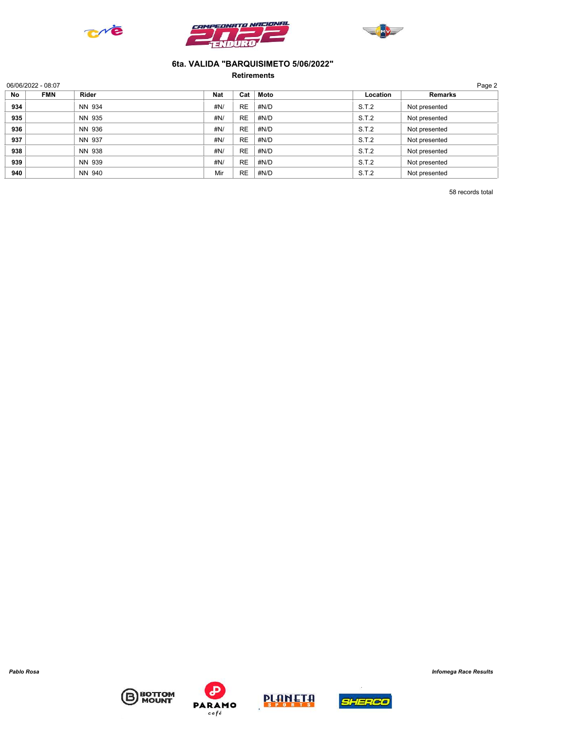### 6ta. VALIDA "BARQUISIMETO 5/06/2022"

**Retirements**

06/06/2022 - 08:07

| No | FMN | Rider | Nat | Cat | Moto | Location | Remarks |
|---|---|---|---|---|---|---|---|
| **934** | | NN 934 | #N/ | RE | #N/D | S.T.2 | Not presented |
| **935** | | NN 935 | #N/ | RE | #N/D | S.T.2 | Not presented |
| **936** | | NN 936 | #N/ | RE | #N/D | S.T.2 | Not presented |
| **937** | | NN 937 | #N/ | RE | #N/D | S.T.2 | Not presented |
| **938** | | NN 938 | #N/ | RE | #N/D | S.T.2 | Not presented |
| **939** | | NN 939 | #N/ | RE | #N/D | S.T.2 | Not presented |
| **940** | | NN 940 | Mir | RE | #N/D | S.T.2 | Not presented |

58 records total

*Pablo Rosa*

*Infomega Race Results*